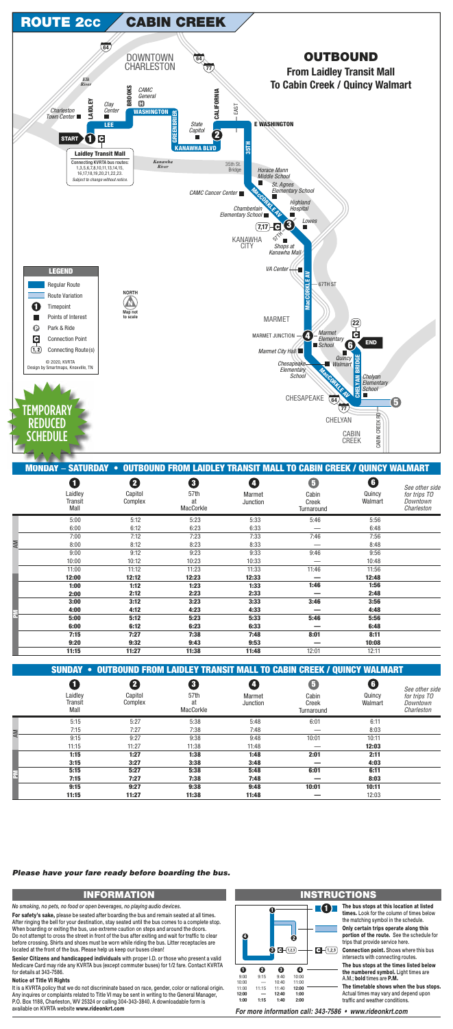# ROUTE 2cc CABIN CREEK

## OUTBOUND

**From Laidley Transit Mall To Cabin Creek / Quincy Walmart**

DOWNTOWN CHARLESTON

START 1 C Laidley Transit Mall

Connecting KVRTA bus routes: 1,3,5,6,7,8,10,11,13,14,15, 16,17,18,19,20,21,22,23. Subject to change without notice.

Elk River · Charleston Town Center · Clay Center · CAMC General · LAIDLEY · BROOKS · LEE · WASHINGTON · GREENBRIER · State Capitol · 2 · KANAWHA BLVD · CALIFORNIA · EAST · E WASHINGTON · 35TH · Kanawha River · 35th St. Bridge · Horace Mann Middle School · St. Agnes Elementary School · CAMC Cancer Center · Highland Hospital · Chamberlain Elementary School · Lowes · 7,17 C 3 · 57TH · KANAWHA CITY · Shops at Kanawha Mall · VA Center · 67TH ST · MacCORKLE AV · MARMET · MARMET JUNCTION 4 · Marmet Elementary School · 22 C · 6 END · Marmet City Hall · Quincy Walmart · Chesapeake Elementary School · CHELYAN BRIDGE · Chelyan Elementary School · CHESAPEAKE · 64 · 77 · 5 · CHELYAN · CABIN CREEK · CABIN CREEK RD

### LEGEND

- Regular Route
- Route Variation
- Timepoint
- Points of Interest
- Park & Ride
- Connection Point
- Connecting Route(s)

NORTH · Map not to scale

© 2020, KVRTA
Design by Smartmaps, Knoxville, TN

**TEMPORARY REDUCED SCHEDULE**

## MONDAY – SATURDAY • OUTBOUND FROM LAIDLEY TRANSIT MALL TO CABIN CREEK / QUINCY WALMART

| | 1 Laidley Transit Mall | 2 Capitol Complex | 3 57th at MacCorkle | 4 Marmet Junction | 5 Cabin Creek Turnaround | 6 Quincy Walmart | *See other side for trips TO Downtown Charleston* |
|---|---|---|---|---|---|---|---|
| AM | 5:00 | 5:12 | 5:23 | 5:33 | 5:46 | 5:56 | |
| AM | 6:00 | 6:12 | 6:23 | 6:33 | — | 6:48 | |
| AM | 7:00 | 7:12 | 7:23 | 7:33 | 7:46 | 7:56 | |
| AM | 8:00 | 8:12 | 8:23 | 8:33 | — | 8:48 | |
| AM | 9:00 | 9:12 | 9:23 | 9:33 | 9:46 | 9:56 | |
| AM | 10:00 | 10:12 | 10:23 | 10:33 | — | 10:48 | |
| AM | 11:00 | 11:12 | 11:23 | 11:33 | 11:46 | 11:56 | |
| PM | **12:00** | **12:12** | **12:23** | **12:33** | **—** | **12:48** | |
| PM | **1:00** | **1:12** | **1:23** | **1:33** | **1:46** | **1:56** | |
| PM | **2:00** | **2:12** | **2:23** | **2:33** | **—** | **2:48** | |
| PM | **3:00** | **3:12** | **3:23** | **3:33** | **3:46** | **3:56** | |
| PM | **4:00** | **4:12** | **4:23** | **4:33** | **—** | **4:48** | |
| PM | **5:00** | **5:12** | **5:23** | **5:33** | **5:46** | **5:56** | |
| PM | **6:00** | **6:12** | **6:23** | **6:33** | **—** | **6:48** | |
| PM | **7:15** | **7:27** | **7:38** | **7:48** | **8:01** | **8:11** | |
| PM | **9:20** | **9:32** | **9:43** | **9:53** | **—** | **10:08** | |
| PM | **11:15** | **11:27** | **11:38** | **11:48** | 12:01 | 12:11 | |

## SUNDAY • OUTBOUND FROM LAIDLEY TRANSIT MALL TO CABIN CREEK / QUINCY WALMART

| | 1 Laidley Transit Mall | 2 Capitol Complex | 3 57th at MacCorkle | 4 Marmet Junction | 5 Cabin Creek Turnaround | 6 Quincy Walmart | *See other side for trips TO Downtown Charleston* |
|---|---|---|---|---|---|---|---|
| AM | 5:15 | 5:27 | 5:38 | 5:48 | 6:01 | 6:11 | |
| AM | 7:15 | 7:27 | 7:38 | 7:48 | — | 8:03 | |
| AM | 9:15 | 9:27 | 9:38 | 9:48 | 10:01 | 10:11 | |
| AM | 11:15 | 11:27 | 11:38 | 11:48 | — | **12:03** | |
| PM | **1:15** | **1:27** | **1:38** | **1:48** | **2:01** | **2:11** | |
| PM | **3:15** | **3:27** | **3:38** | **3:48** | **—** | **4:03** | |
| PM | **5:15** | **5:27** | **5:38** | **5:48** | **6:01** | **6:11** | |
| PM | **7:15** | **7:27** | **7:38** | **7:48** | **—** | **8:03** | |
| PM | **9:15** | **9:27** | **9:38** | **9:48** | **10:01** | **10:11** | |
| PM | **11:15** | **11:27** | **11:38** | **11:48** | **—** | 12:03 | |

***Please have your fare ready before boarding the bus.***

## INFORMATION

*No smoking, no pets, no food or open beverages, no playing audio devices.*

**For safety's sake,** please be seated after boarding the bus and remain seated at all times. After ringing the bell for your destination, stay seated until the bus comes to a complete stop. When boarding or exiting the bus, use extreme caution on steps and around the doors. Do not attempt to cross the street in front of the bus after exiting and wait for traffic to clear before crossing. Shirts and shoes must be worn while riding the bus. Litter receptacles are located at the front of the bus. Please help us keep our buses clean!

**Senior Citizens and handicapped individuals** with proper I.D. or those who present a valid Medicare Card may ride any KVRTA bus (except commuter buses) for 1/2 fare. Contact KVRTA for details at 343-7586.

**Notice of Title VI Rights**

It is a KVRTA policy that we do not discriminate based on race, gender, color or national origin. Any inquiries or complaints related to Title VI may be sent in writing to the General Manager, P.O. Box 1188, Charleston, WV 25324 or calling 304-343-3840. A downloadable form is available on KVRTA website **www.rideonkrt.com**

## INSTRUCTIONS

| 1 | 2 | 3 | 4 |
|---|---|---|---|
| 9:00 | 9:15 | 9:40 | 10:00 |
| 10:00 | — | 10:40 | 11:00 |
| 11:00 | 11:15 | 11:40 | **12:00** |
| **12:00** | — | **12:40** | **1:00** |
| **1:00** | **1:15** | **1:40** | **2:00** |

**The bus stops at this location at listed times.** Look for the column of times below the matching symbol in the schedule.

**Only certain trips operate along this portion of the route.** See the schedule for trips that provide service here.

**Connection point.** Shows where this bus intersects with connecting routes.

**The bus stops at the times listed below the numbered symbol.** Light times are A.M.; **bold** times are **P.M.**

**The timetable shows when the bus stops.** Actual times may vary and depend upon traffic and weather conditions.

*For more information call: 343-7586 • www.rideonkrt.com*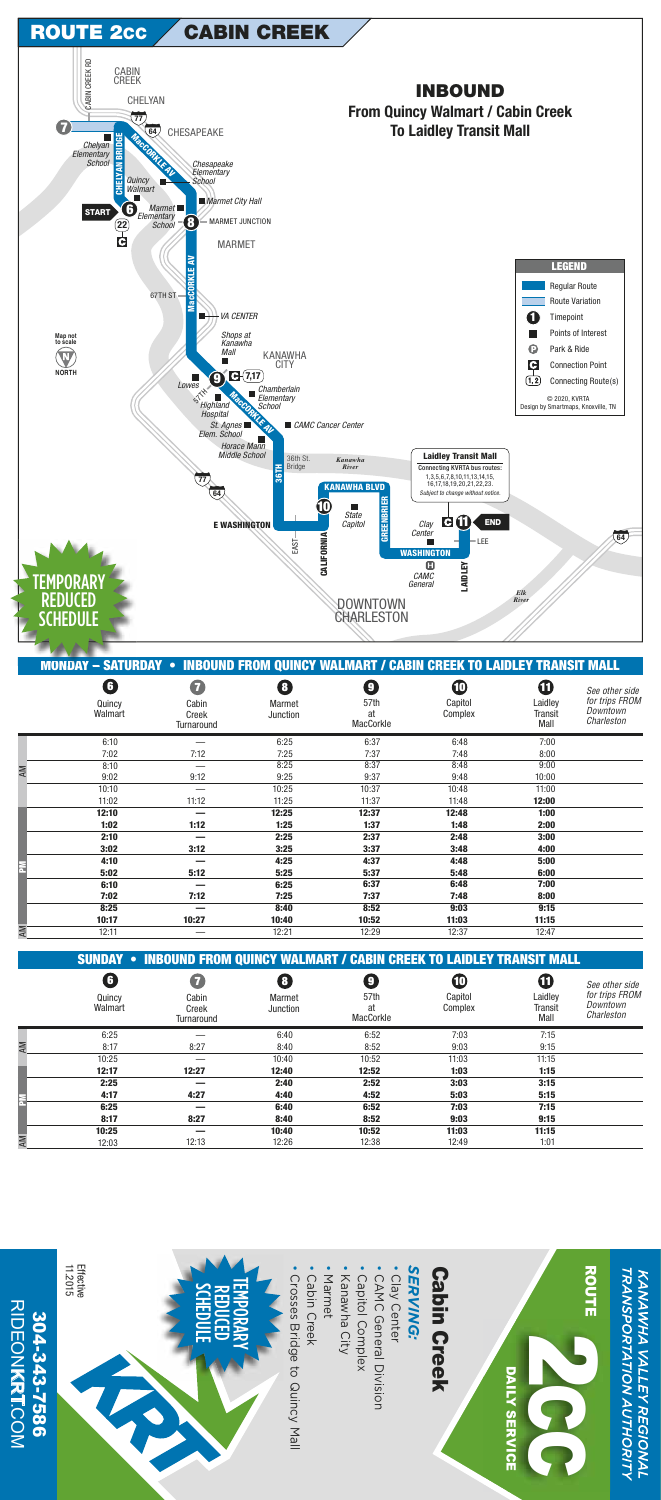# ROUTE 2cc / CABIN CREEK

## INBOUND
**From Quincy Walmart / Cabin Creek To Laidley Transit Mall**

Map not to scale

NORTH

CABIN CREEK
CHELYAN
CHESAPEAKE
Chelyan Elementary School
Chesapeake Elementary School
Quincy Walmart
START 6
Marmet Elementary School
8 MARMET JUNCTION
Marmet City Hall
MARMET
67TH ST
VA CENTER
Shops at Kanawha Mall
KANAWHA CITY
9 C 7,17
Lowes
Chamberlain Elementary School
Highland Hospital
St. Agnes Elem. School
CAMC Cancer Center
Horace Mann Middle School
36th St. Bridge
Kanawha River
KANAWHA BLVD
10
State Capitol
E WASHINGTON
Laidley Transit Mall
Connecting KVRTA bus routes: 1,3,5,6,7,8,10,11,13,14,15, 16,17,18,19,20,21,22,23. Subject to change without notice.
Clay Center
C 11 END
LEE
WASHINGTON
CAMC General
LAIDLEY
Elk River
DOWNTOWN CHARLESTON

**LEGEND**
- Regular Route
- Route Variation
- Timepoint
- Points of Interest
- Park & Ride
- Connection Point
- Connecting Route(s)

© 2020, KVRTA
Design by Smartmaps, Knoxville, TN

TEMPORARY REDUCED SCHEDULE

## MONDAY – SATURDAY • INBOUND FROM QUINCY WALMART / CABIN CREEK TO LAIDLEY TRANSIT MALL

| | 6 Quincy Walmart | 7 Cabin Creek Turnaround | 8 Marmet Junction | 9 57th at MacCorkle | 10 Capitol Complex | 11 Laidley Transit Mall | See other side for trips FROM Downtown Charleston |
|---|---|---|---|---|---|---|---|
| AM | 6:10 | — | 6:25 | 6:37 | 6:48 | 7:00 | |
| AM | 7:02 | 7:12 | 7:25 | 7:37 | 7:48 | 8:00 | |
| AM | 8:10 | — | 8:25 | 8:37 | 8:48 | 9:00 | |
| AM | 9:02 | 9:12 | 9:25 | 9:37 | 9:48 | 10:00 | |
| AM | 10:10 | — | 10:25 | 10:37 | 10:48 | 11:00 | |
| AM | 11:02 | 11:12 | 11:25 | 11:37 | 11:48 | **12:00** | |
| PM | **12:10** | **—** | **12:25** | **12:37** | **12:48** | **1:00** | |
| PM | **1:02** | **1:12** | **1:25** | **1:37** | **1:48** | **2:00** | |
| PM | **2:10** | **—** | **2:25** | **2:37** | **2:48** | **3:00** | |
| PM | **3:02** | **3:12** | **3:25** | **3:37** | **3:48** | **4:00** | |
| PM | **4:10** | **—** | **4:25** | **4:37** | **4:48** | **5:00** | |
| PM | **5:02** | **5:12** | **5:25** | **5:37** | **5:48** | **6:00** | |
| PM | **6:10** | **—** | **6:25** | **6:37** | **6:48** | **7:00** | |
| PM | **7:02** | **7:12** | **7:25** | **7:37** | **7:48** | **8:00** | |
| PM | **8:25** | **—** | **8:40** | **8:52** | **9:03** | **9:15** | |
| PM | **10:17** | **10:27** | **10:40** | **10:52** | **11:03** | **11:15** | |
| AM | 12:11 | — | 12:21 | 12:29 | 12:37 | 12:47 | |

## SUNDAY • INBOUND FROM QUINCY WALMART / CABIN CREEK TO LAIDLEY TRANSIT MALL

| | 6 Quincy Walmart | 7 Cabin Creek Turnaround | 8 Marmet Junction | 9 57th at MacCorkle | 10 Capitol Complex | 11 Laidley Transit Mall | See other side for trips FROM Downtown Charleston |
|---|---|---|---|---|---|---|---|
| AM | 6:25 | — | 6:40 | 6:52 | 7:03 | 7:15 | |
| AM | 8:17 | 8:27 | 8:40 | 8:52 | 9:03 | 9:15 | |
| AM | 10:25 | — | 10:40 | 10:52 | 11:03 | 11:15 | |
| PM | **12:17** | **12:27** | **12:40** | **12:52** | **1:03** | **1:15** | |
| PM | **2:25** | **—** | **2:40** | **2:52** | **3:03** | **3:15** | |
| PM | **4:17** | **4:27** | **4:40** | **4:52** | **5:03** | **5:15** | |
| PM | **6:25** | **—** | **6:40** | **6:52** | **7:03** | **7:15** | |
| PM | **8:17** | **8:27** | **8:40** | **8:52** | **9:03** | **9:15** | |
| PM | **10:25** | **—** | **10:40** | **10:52** | **11:03** | **11:15** | |
| AM | 12:03 | 12:13 | 12:26 | 12:38 | 12:49 | 1:01 | |

*KANAWHA VALLEY REGIONAL TRANSPORTATION AUTHORITY*

**ROUTE 2CC**

**DAILY SERVICE**

# Cabin Creek

***SERVING:***
- Clay Center
- CAMC General Division
- Capitol Complex
- Kanawha City
- Marmet
- Cabin Creek
- Crosses Bridge to Quincy Mall

TEMPORARY REDUCED SCHEDULE

Effective 11/2015

**304-343-7586**

RIDEON**KRT**.COM